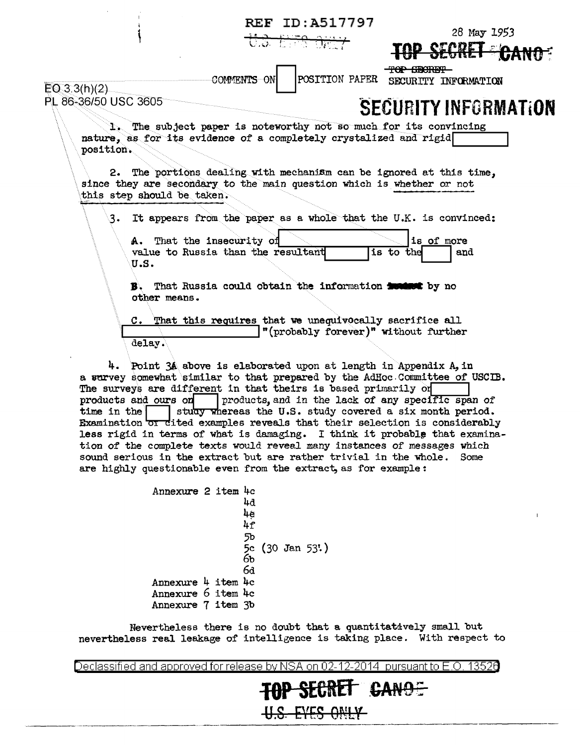REF ID:A517797

28 May 1953

TOP SECRET CANOE

TOP SECRET
SECURITY INFORMATION

COMMENTS ON [ ] POSITION PAPER

EO 3.3(h)(2)
PL 86-36/50 USC 3605

**SECURITY INFORMATION**

1. The subject paper is noteworthy not so much for its convincing nature, as for its evidence of a completely crystalized and rigid [ ] position.

2. The portions dealing with mechanism can be ignored at this time, since they are secondary to the main question which is whether or not this step should be taken.

3. It appears from the paper as a whole that the U.K. is convinced:

A. That the insecurity of [ ] is of more value to Russia than the resultant [ ] is to the [ ] and U.S.

B. That Russia could obtain the information ~~[illegible]~~ by no other means.

C. That this requires that we unequivocally sacrifice all [ ] "(probably forever)" without further delay.

4. Point 3A above is elaborated upon at length in Appendix A, in a survey somewhat similar to that prepared by the AdHoc Committee of USCIB. The surveys are different in that theirs is based primarily on [ ] products and ours on [ ] products, and in the lack of any specific span of time in the [ ] study whereas the U.S. study covered a six month period. Examination of cited examples reveals that their selection is considerably less rigid in terms of what is damaging. I think it probable that examination of the complete texts would reveal many instances of messages which sound serious in the extract but are rather trivial in the whole. Some are highly questionable even from the extract, as for example:

Annexure 2 item 4c
4d
4e
4f
5b
5c (30 Jan 53.)
6b
6d
Annexure 4 item 4c
Annexure 6 item 4c
Annexure 7 item 3b

Nevertheless there is no doubt that a quantitatively small but nevertheless real leakage of intelligence is taking place. With respect to

Declassified and approved for release by NSA on 02-12-2014 pursuant to E.O. 13526

TOP SECRET CANOE
U.S. EYES ONLY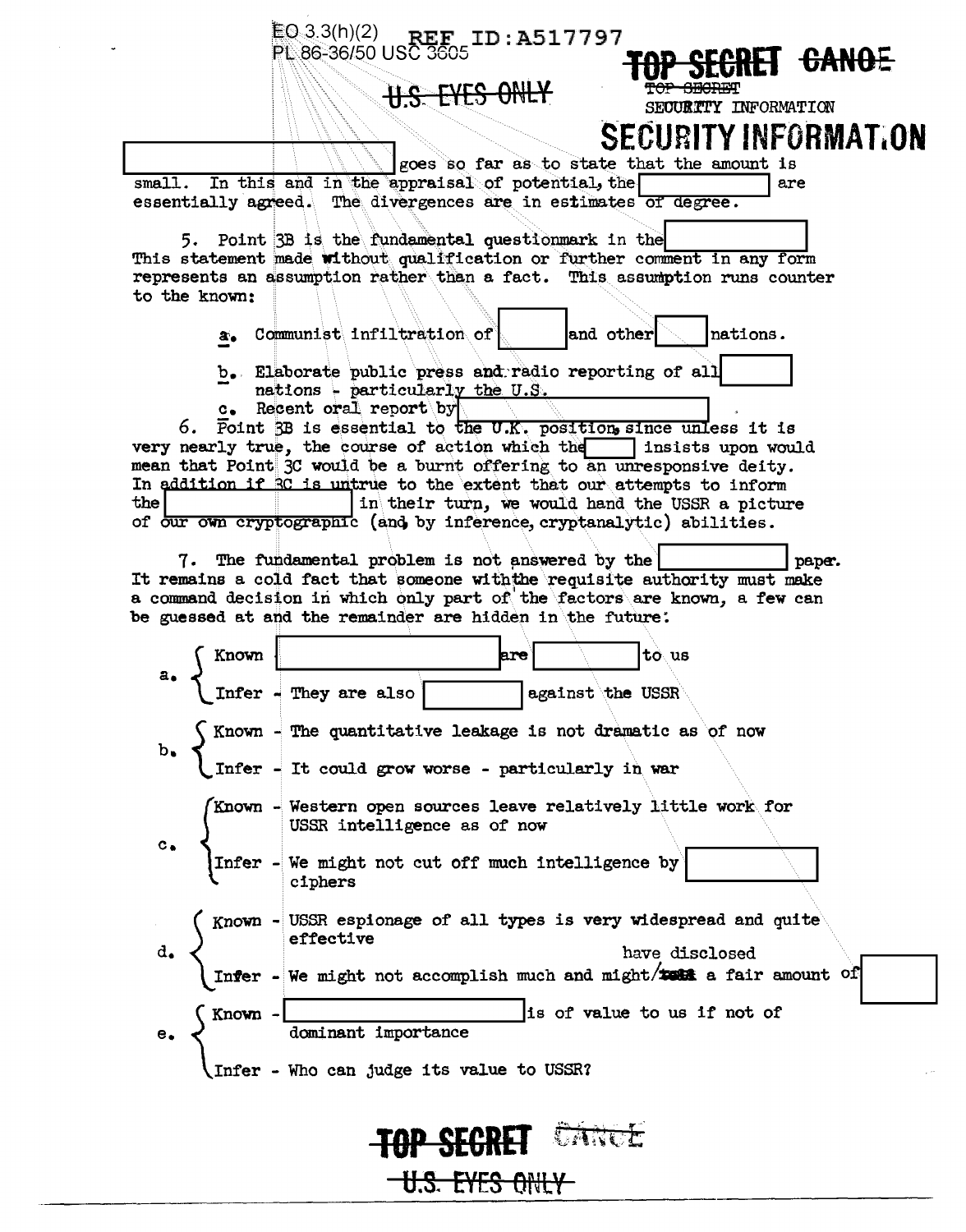goes so far as to state that the amount is small. In this and in the appraisal of potential, the [redacted] are essentially agreed. The divergences are in estimates of degree.

5. Point 3B is the fundamental questionmark in the [redacted] This statement made without qualification or further comment in any form represents an assumption rather than a fact. This assumption runs counter to the known:

a. Communist infiltration of [redacted] and other [redacted] nations.

b. Elaborate public press and radio reporting of all [redacted] nations - particularly the U.S.

c. Recent oral report by [redacted]

6. Point 3B is essential to the U.K. position, since unless it is very nearly true, the course of action which the [redacted] insists upon would mean that Point 3C would be a burnt offering to an unresponsive deity. In addition if 3C is untrue to the extent that our attempts to inform the [redacted] in their turn, we would hand the USSR a picture of our own cryptographic (and, by inference, cryptanalytic) abilities.

7. The fundamental problem is not answered by the [redacted] paper. It remains a cold fact that someone with the requisite authority must make a command decision in which only part of the factors are known, a few can be guessed at and the remainder are hidden in the future:

a.
- Known [redacted] are [redacted] to us
- Infer - They are also [redacted] against the USSR

b.
- Known - The quantitative leakage is not dramatic as of now
- Infer - It could grow worse - particularly in war

c.
- Known - Western open sources leave relatively little work for USSR intelligence as of now
- Infer - We might not cut off much intelligence by [redacted] ciphers

d.
- Known - USSR espionage of all types is very widespread and quite effective
- Infer - We might not accomplish much and might have disclosed a fair amount of [redacted]

e.
- Known - [redacted] is of value to us if not of dominant importance
- Infer - Who can judge its value to USSR?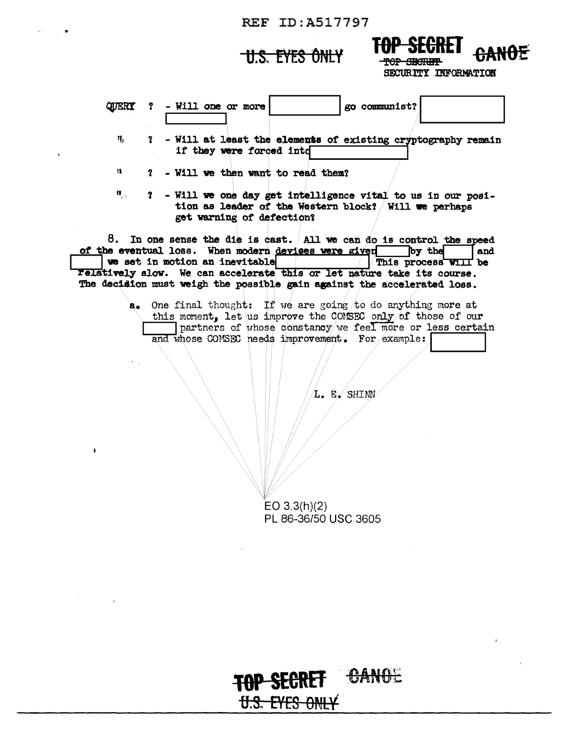~~U.S. EYES ONLY~~ **TOP SECRET** ~~CANOE~~
~~TOP SECRET~~
SECURITY INFORMATION

QUERY ? - Will one or more [REDACTED] go communist? [REDACTED] [REDACTED]

" ? - Will at least the elements of existing cryptography remain if they were forced into [REDACTED]

" ? - Will we then want to read them?

" ? - Will we one day get intelligence vital to us in our position as leader of the Western block? Will we perhaps get warning of defection?

8. In one sense the die is cast. All we can do is control the speed of the eventual loss. When modern devises were given [REDACTED] by the [REDACTED] and [REDACTED] we set in motion an inevitable [REDACTED] This process will be relatively slow. We can accelerate this or let nature take its course. The decision must weigh the possible gain against the accelerated loss.

a. One final thought: If we are going to do anything more at this moment, let us improve the COMSEC only of those of our [REDACTED] partners of whose constancy we feel more or less certain and whose COMSEC needs improvement. For example: [REDACTED]

L. E. SHINN

EO 3.3(h)(2)
PL 86-36/50 USC 3605

**TOP SECRET** ~~CANOE~~
~~U.S. EYES ONLY~~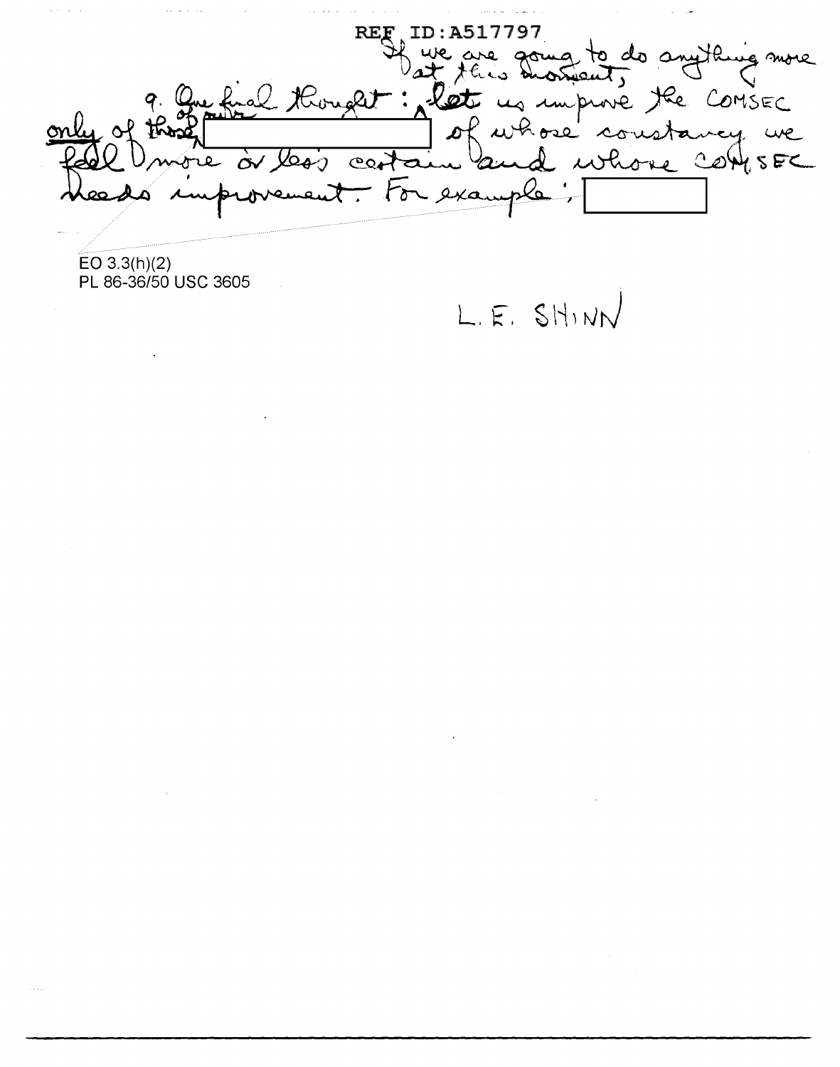REF ID:A517797

9. One final thought: If we are going to do anything more at this moment, let us improve the COMSEC only of those of ours [redacted] of whose constancy we feel (more or less) certain and whose COMSEC needs improvement. For example: [redacted]

EO 3.3(h)(2)
PL 86-36/50 USC 3605

L. E. SHINN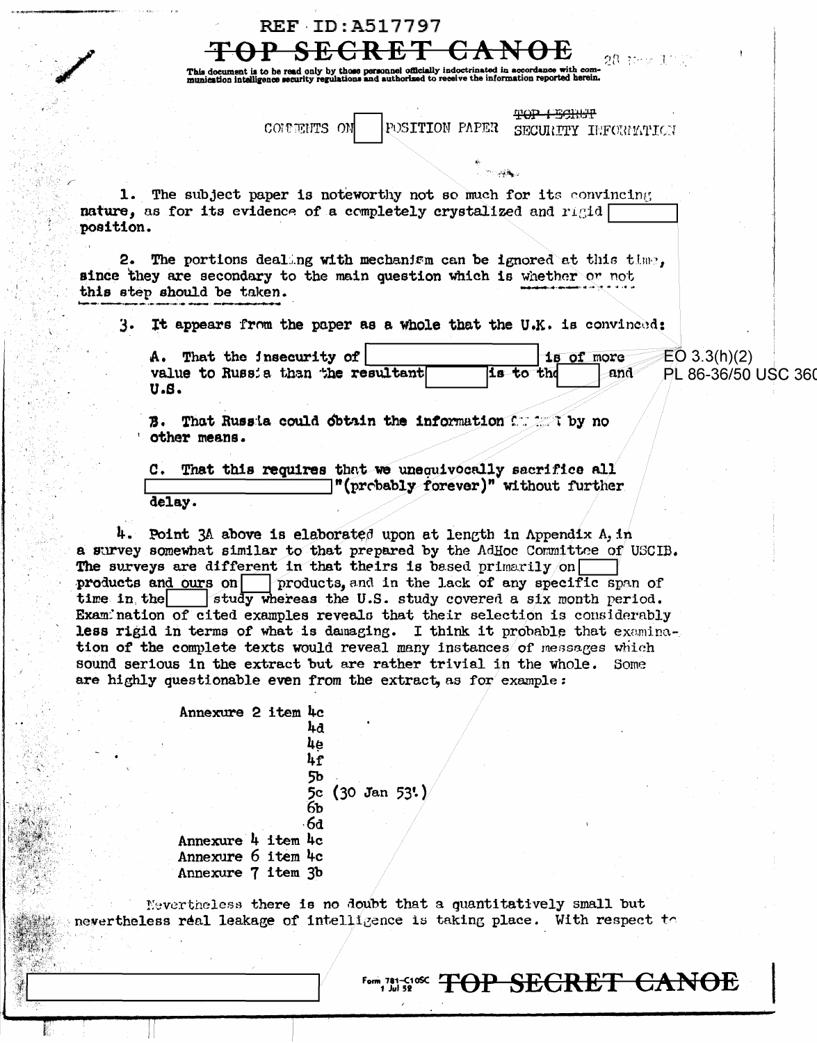REF ID:A517797

~~TOP SECRET CANOE~~

This document is to be read only by those personnel officially indoctrinated in accordance with communication intelligence security regulations and authorized to receive the information reported herein.

COMMENTS ON [ ] POSITION PAPER ~~TOP SECRET~~ SECURITY INFORMATION

1. The subject paper is noteworthy not so much for its convincing nature, as for its evidence of a completely crystalized and rigid [ ] position.

2. The portions dealing with mechanism can be ignored at this time, since they are secondary to the main question which is whether or not this step should be taken.

3. It appears from the paper as a whole that the U.K. is convinced:

A. That the insecurity of [ ] is of more value to Russia than the resultant [ ] is to the [ ] and U.S.

B. That Russia could obtain the information ... by no other means.

C. That this requires that we unequivocally sacrifice all [ ] "(probably forever)" without further delay.

EO 3.3(h)(2)
PL 86-36/50 USC 360

4. Point 3A above is elaborated upon at length in Appendix A, in a survey somewhat similar to that prepared by the AdHoc Committee of USCIB. The surveys are different in that theirs is based primarily on [ ] products and ours on [ ] products, and in the lack of any specific span of time in the [ ] study whereas the U.S. study covered a six month period. Examination of cited examples reveals that their selection is considerably less rigid in terms of what is damaging. I think it probable that examination of the complete texts would reveal many instances of messages which sound serious in the extract but are rather trivial in the whole. Some are highly questionable even from the extract, as for example:

Annexure 2 item 4c
4d
4e
4f
5b
5c (30 Jan 53)
6b
6d
Annexure 4 item 4c
Annexure 6 item 4c
Annexure 7 item 3b

Nevertheless there is no doubt that a quantitatively small but nevertheless real leakage of intelligence is taking place. With respect to

Form 781-C10SC 1 Jul 52 ~~TOP SECRET CANOE~~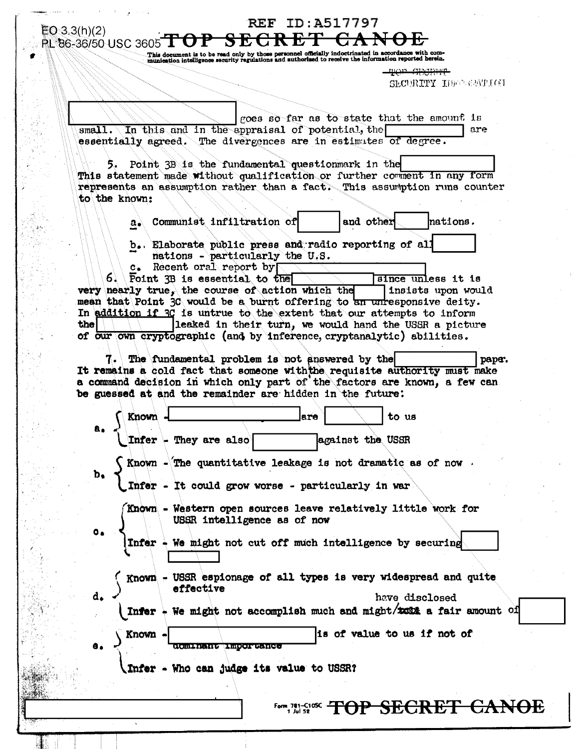EO 3.3(h)(2)
PL 86-36/50 USC 3605

REF ID:A517797

**TOP SECRET CANOE**

This document is to be read only by those personnel officially indoctrinated in accordance with communication intelligence security regulations and authorized to receive the information reported herein.

~~TOP SECRET~~
SECURITY INFORMATION

[ ] goes so far as to state that the amount is small. In this and in the appraisal of potential, the [ ] are essentially agreed. The divergences are in estimates of degree.

5. Point 3B is the fundamental questionmark in the [ ] This statement made without qualification or further comment in any form represents an assumption rather than a fact. This assumption runs counter to the known:

a. Communist infiltration of [ ] and other [ ] nations.

b. Elaborate public press and radio reporting of all [ ] nations - particularly the U.S.

c. Recent oral report by [ ]

6. Point 3B is essential to the [ ] since unless it is very nearly true, the course of action which the [ ] insists upon would mean that Point 3C would be a burnt offering to an unresponsive deity. In addition if 3C is untrue to the extent that our attempts to inform the [ ] leaked in their turn, we would hand the USSR a picture of our own cryptographic (and by inference, cryptanalytic) abilities.

7. The fundamental problem is not answered by the [ ] paper. It remains a cold fact that someone with the requisite authority must make a command decision in which only part of the factors are known, a few can be guessed at and the remainder are hidden in the future:

a. Known - [ ] are [ ] to us
   Infer - They are also [ ] against the USSR

b. Known - The quantitative leakage is not dramatic as of now
   Infer - It could grow worse - particularly in war

c. Known - Western open sources leave relatively little work for USSR intelligence as of now
   Infer - We might not cut off much intelligence by securing [ ] [ ]

d. Known - USSR espionage of all types is very widespread and quite effective
   Infer - We might not accomplish much and might ~~tell~~ have disclosed a fair amount of [ ]

e. Known - [ ] is of value to us if not of ~~dominant importance~~
   Infer - Who can judge its value to USSR?

[ ]

Form 781-C10SC 1 Jul 52 **TOP SECRET CANOE**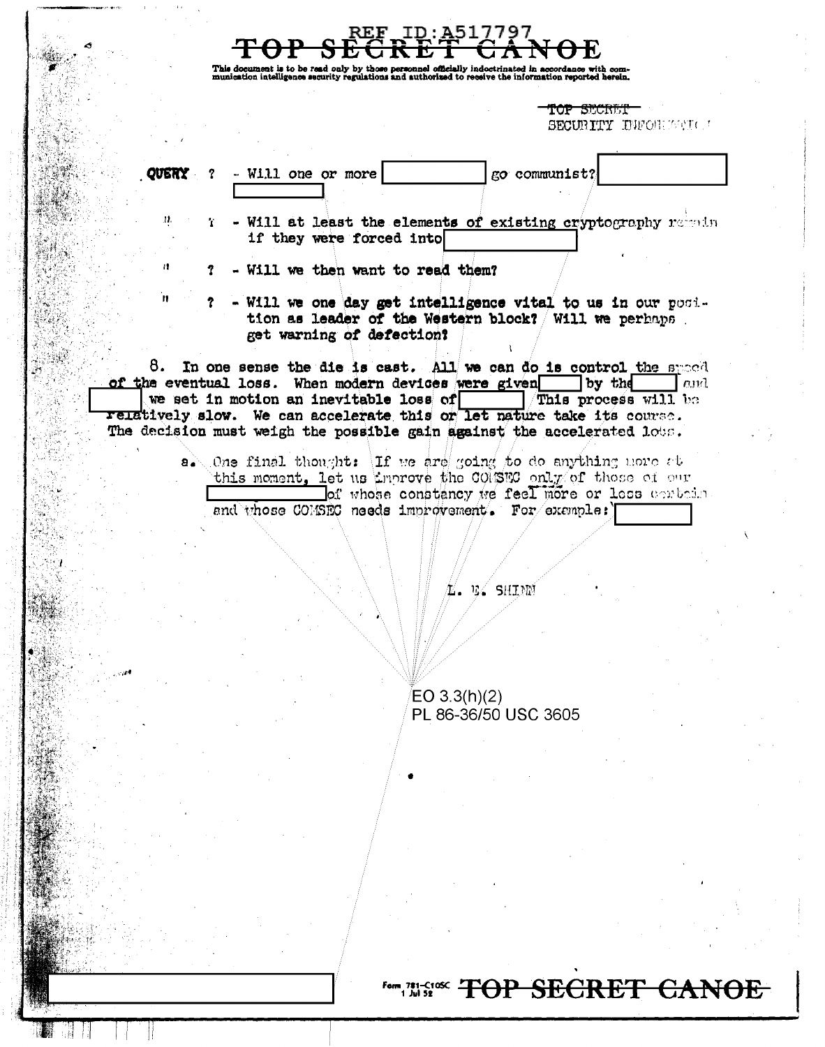REF ID:A517797

TOP SECRET CANOE

This document is to be read only by those personnel officially indoctrinated in accordance with communication intelligence security regulations and authorized to receive the information reported herein.

TOP SECRET
SECURITY INFORMATION

**QUERY** ? - Will one or more [ ] go communist? [ ] [ ]

" ? - Will at least the elements of existing cryptography remain if they were forced into [ ]

" ? - Will we then want to read them?

" ? - Will we one day get intelligence vital to us in our position as leader of the Western block? Will we perhaps get warning of defection?

8. In one sense the die is cast. All we can do is control the speed of the eventual loss. When modern devices were given [ ] by the [ ] and [ ] we set in motion an inevitable loss of [ ] This process will be relatively slow. We can accelerate this or let nature take its course. The decision must weigh the possible gain against the accelerated loss.

a. One final thought: If we are going to do anything more at this moment, let us improve the COMSEC only of those of our [ ] of whose constancy we feel more or less certain and whose COMSEC needs improvement. For example: [ ]

L. E. SHINN

EO 3.3(h)(2)
PL 86-36/50 USC 3605

Form 781-C10SC 1 Jul 52 TOP SECRET CANOE